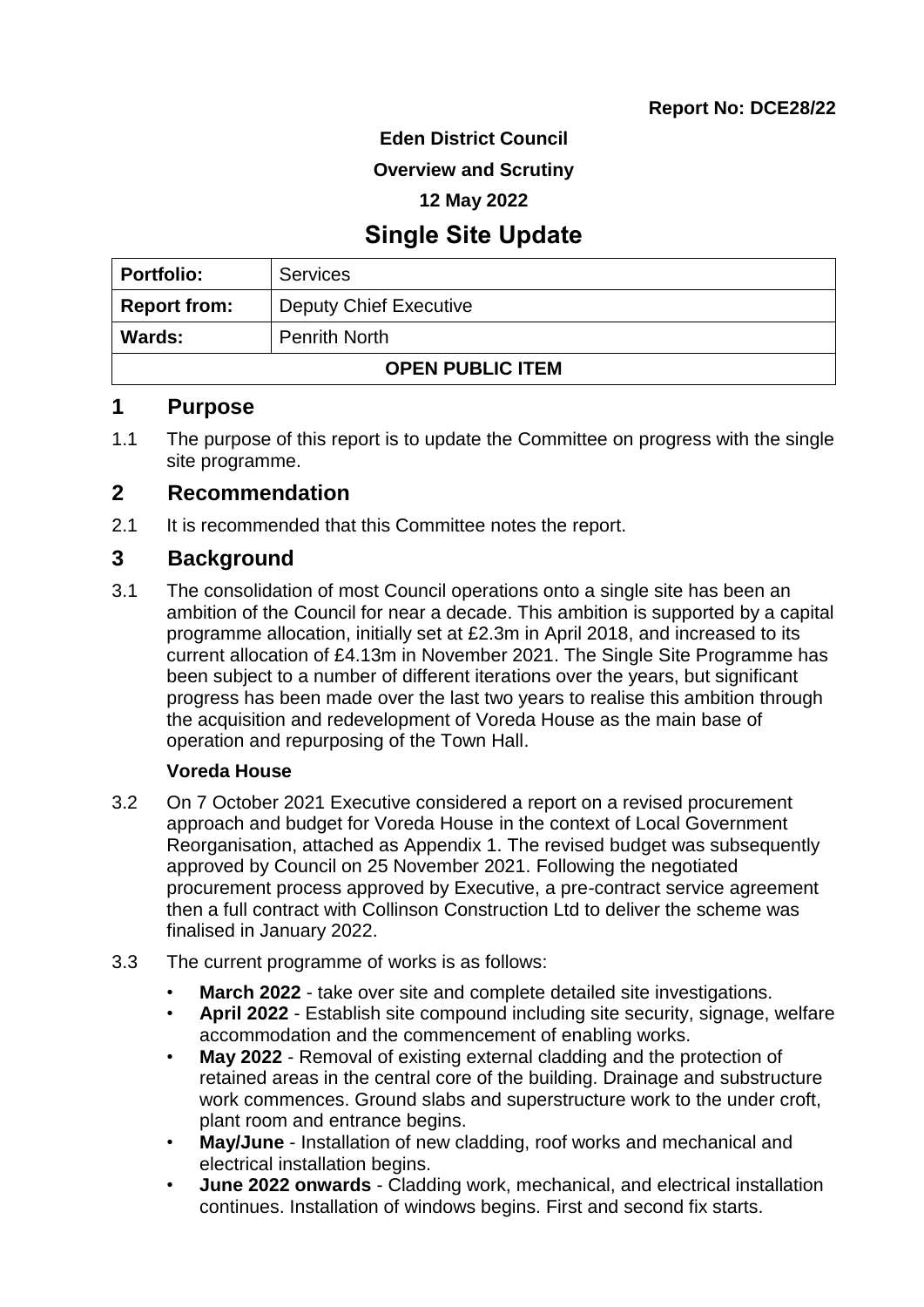**Report No: DCE28/22**

**Eden District Council**

**Overview and Scrutiny**

**12 May 2022**

# Single Site Update

| **Portfolio:** | Services |
|---|---|
| **Report from:** | Deputy Chief Executive |
| **Wards:** | Penrith North |
| **OPEN PUBLIC ITEM** | |

## 1 Purpose

1.1 The purpose of this report is to update the Committee on progress with the single site programme.

## 2 Recommendation

2.1 It is recommended that this Committee notes the report.

## 3 Background

3.1 The consolidation of most Council operations onto a single site has been an ambition of the Council for near a decade. This ambition is supported by a capital programme allocation, initially set at £2.3m in April 2018, and increased to its current allocation of £4.13m in November 2021. The Single Site Programme has been subject to a number of different iterations over the years, but significant progress has been made over the last two years to realise this ambition through the acquisition and redevelopment of Voreda House as the main base of operation and repurposing of the Town Hall.

**Voreda House**

3.2 On 7 October 2021 Executive considered a report on a revised procurement approach and budget for Voreda House in the context of Local Government Reorganisation, attached as Appendix 1. The revised budget was subsequently approved by Council on 25 November 2021. Following the negotiated procurement process approved by Executive, a pre-contract service agreement then a full contract with Collinson Construction Ltd to deliver the scheme was finalised in January 2022.

3.3 The current programme of works is as follows:

- **March 2022** - take over site and complete detailed site investigations.
- **April 2022** - Establish site compound including site security, signage, welfare accommodation and the commencement of enabling works.
- **May 2022** - Removal of existing external cladding and the protection of retained areas in the central core of the building. Drainage and substructure work commences. Ground slabs and superstructure work to the under croft, plant room and entrance begins.
- **May/June** - Installation of new cladding, roof works and mechanical and electrical installation begins.
- **June 2022 onwards** - Cladding work, mechanical, and electrical installation continues. Installation of windows begins. First and second fix starts.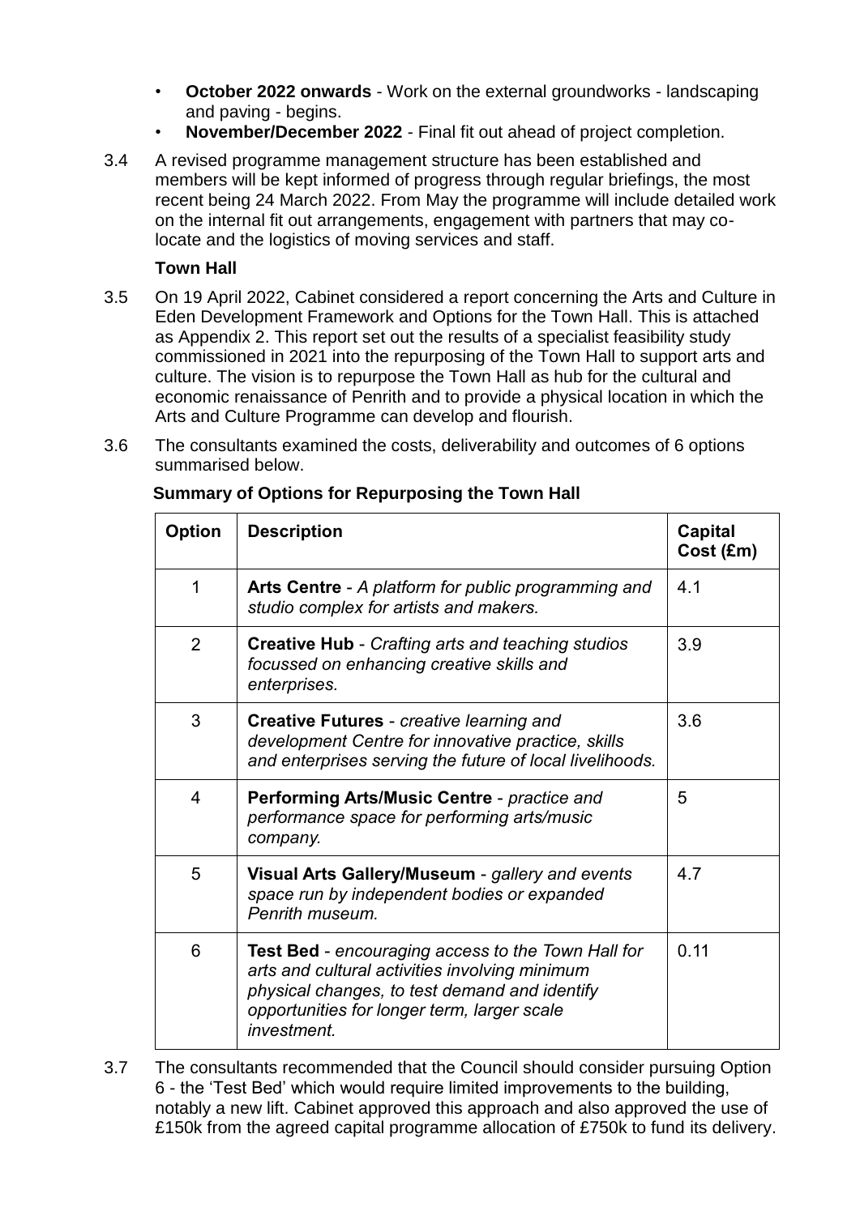- **October 2022 onwards** - Work on the external groundworks - landscaping and paving - begins.
- **November/December 2022** - Final fit out ahead of project completion.

3.4 A revised programme management structure has been established and members will be kept informed of progress through regular briefings, the most recent being 24 March 2022. From May the programme will include detailed work on the internal fit out arrangements, engagement with partners that may co-locate and the logistics of moving services and staff.

**Town Hall**

3.5 On 19 April 2022, Cabinet considered a report concerning the Arts and Culture in Eden Development Framework and Options for the Town Hall. This is attached as Appendix 2. This report set out the results of a specialist feasibility study commissioned in 2021 into the repurposing of the Town Hall to support arts and culture. The vision is to repurpose the Town Hall as hub for the cultural and economic renaissance of Penrith and to provide a physical location in which the Arts and Culture Programme can develop and flourish.

3.6 The consultants examined the costs, deliverability and outcomes of 6 options summarised below.

**Summary of Options for Repurposing the Town Hall**

| Option | Description | Capital Cost (£m) |
|---|---|---|
| 1 | **Arts Centre** - *A platform for public programming and studio complex for artists and makers.* | 4.1 |
| 2 | **Creative Hub** - *Crafting arts and teaching studios focussed on enhancing creative skills and enterprises.* | 3.9 |
| 3 | **Creative Futures** - *creative learning and development Centre for innovative practice, skills and enterprises serving the future of local livelihoods.* | 3.6 |
| 4 | **Performing Arts/Music Centre** - *practice and performance space for performing arts/music company.* | 5 |
| 5 | **Visual Arts Gallery/Museum** - *gallery and events space run by independent bodies or expanded Penrith museum.* | 4.7 |
| 6 | **Test Bed** - *encouraging access to the Town Hall for arts and cultural activities involving minimum physical changes, to test demand and identify opportunities for longer term, larger scale investment.* | 0.11 |

3.7 The consultants recommended that the Council should consider pursuing Option 6 - the 'Test Bed' which would require limited improvements to the building, notably a new lift. Cabinet approved this approach and also approved the use of £150k from the agreed capital programme allocation of £750k to fund its delivery.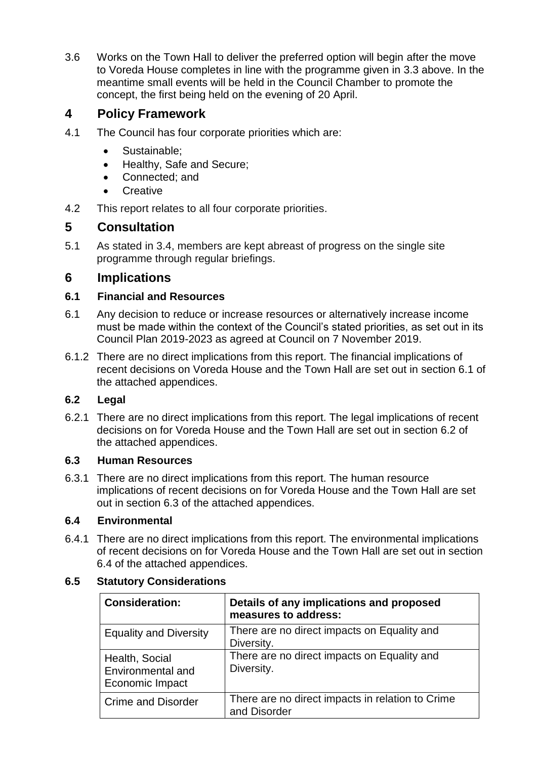3.6 Works on the Town Hall to deliver the preferred option will begin after the move to Voreda House completes in line with the programme given in 3.3 above. In the meantime small events will be held in the Council Chamber to promote the concept, the first being held on the evening of 20 April.

## 4 Policy Framework

4.1 The Council has four corporate priorities which are:

- Sustainable;
- Healthy, Safe and Secure;
- Connected; and
- Creative

4.2 This report relates to all four corporate priorities.

## 5 Consultation

5.1 As stated in 3.4, members are kept abreast of progress on the single site programme through regular briefings.

## 6 Implications

### 6.1 Financial and Resources

6.1 Any decision to reduce or increase resources or alternatively increase income must be made within the context of the Council's stated priorities, as set out in its Council Plan 2019-2023 as agreed at Council on 7 November 2019.

6.1.2 There are no direct implications from this report. The financial implications of recent decisions on Voreda House and the Town Hall are set out in section 6.1 of the attached appendices.

### 6.2 Legal

6.2.1 There are no direct implications from this report. The legal implications of recent decisions on for Voreda House and the Town Hall are set out in section 6.2 of the attached appendices.

### 6.3 Human Resources

6.3.1 There are no direct implications from this report. The human resource implications of recent decisions on for Voreda House and the Town Hall are set out in section 6.3 of the attached appendices.

### 6.4 Environmental

6.4.1 There are no direct implications from this report. The environmental implications of recent decisions on for Voreda House and the Town Hall are set out in section 6.4 of the attached appendices.

### 6.5 Statutory Considerations

| Consideration: | Details of any implications and proposed measures to address: |
|---|---|
| Equality and Diversity | There are no direct impacts on Equality and Diversity. |
| Health, Social Environmental and Economic Impact | There are no direct impacts on Equality and Diversity. |
| Crime and Disorder | There are no direct impacts in relation to Crime and Disorder |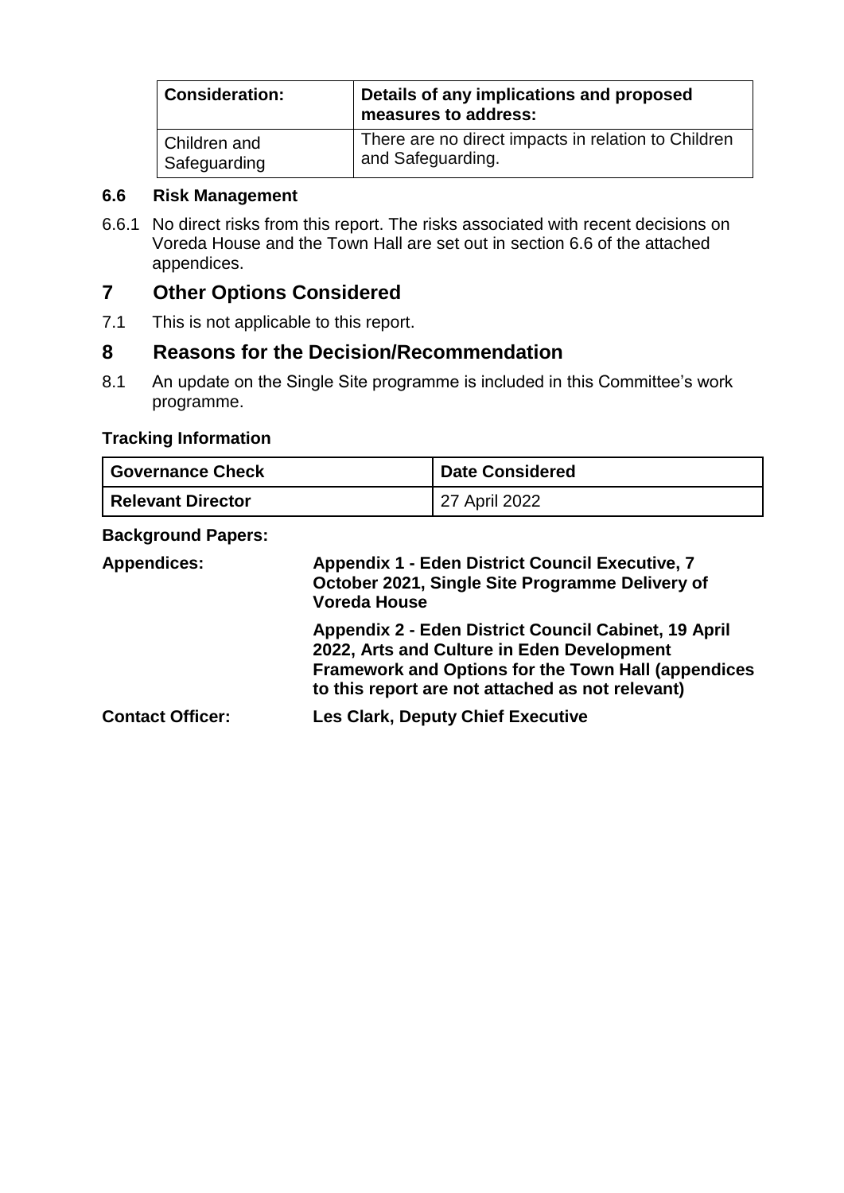| Consideration: | Details of any implications and proposed measures to address: |
|---|---|
| Children and Safeguarding | There are no direct impacts in relation to Children and Safeguarding. |

### 6.6 Risk Management

6.6.1 No direct risks from this report. The risks associated with recent decisions on Voreda House and the Town Hall are set out in section 6.6 of the attached appendices.

## 7 Other Options Considered

7.1 This is not applicable to this report.

## 8 Reasons for the Decision/Recommendation

8.1 An update on the Single Site programme is included in this Committee's work programme.

**Tracking Information**

| Governance Check | Date Considered |
|---|---|
| **Relevant Director** | 27 April 2022 |

**Background Papers:**

**Appendices:** **Appendix 1 - Eden District Council Executive, 7 October 2021, Single Site Programme Delivery of Voreda House**

**Appendix 2 - Eden District Council Cabinet, 19 April 2022, Arts and Culture in Eden Development Framework and Options for the Town Hall (appendices to this report are not attached as not relevant)**

**Contact Officer:** **Les Clark, Deputy Chief Executive**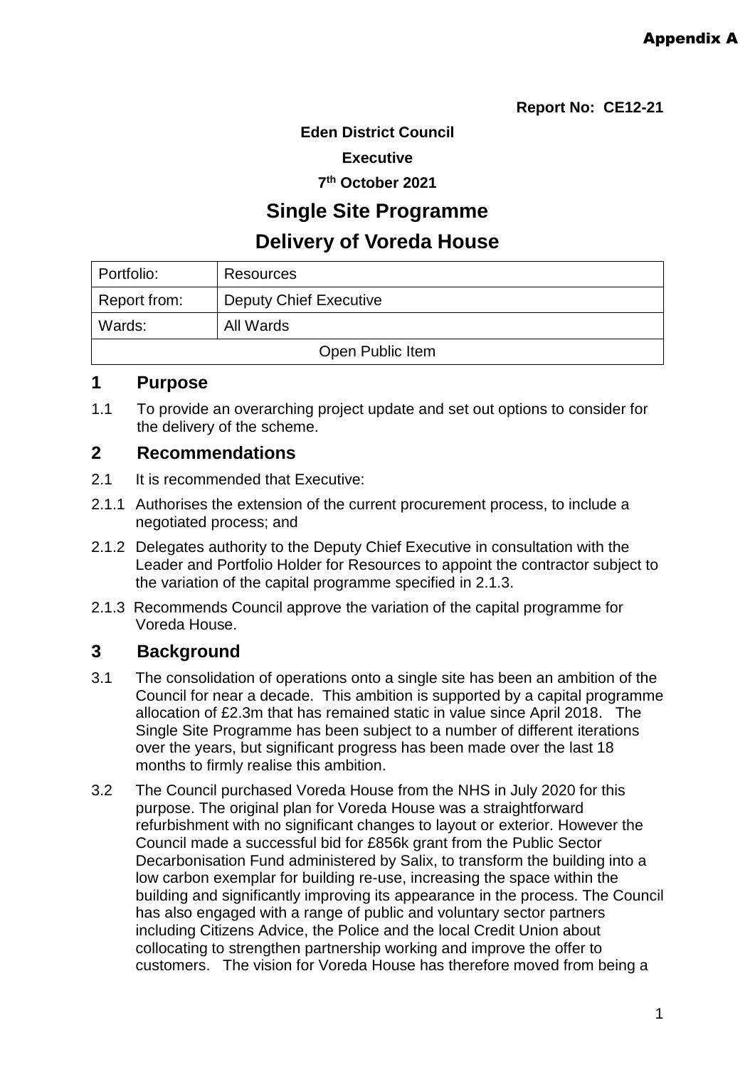Appendix A

**Report No: CE12-21**

**Eden District Council**

**Executive**

**7th October 2021**

# Single Site Programme

# Delivery of Voreda House

| Portfolio: | Resources |
|---|---|
| Report from: | Deputy Chief Executive |
| Wards: | All Wards |
| Open Public Item | |

## 1 Purpose

1.1 To provide an overarching project update and set out options to consider for the delivery of the scheme.

## 2 Recommendations

2.1 It is recommended that Executive:

2.1.1 Authorises the extension of the current procurement process, to include a negotiated process; and

2.1.2 Delegates authority to the Deputy Chief Executive in consultation with the Leader and Portfolio Holder for Resources to appoint the contractor subject to the variation of the capital programme specified in 2.1.3.

2.1.3 Recommends Council approve the variation of the capital programme for Voreda House.

## 3 Background

3.1 The consolidation of operations onto a single site has been an ambition of the Council for near a decade. This ambition is supported by a capital programme allocation of £2.3m that has remained static in value since April 2018. The Single Site Programme has been subject to a number of different iterations over the years, but significant progress has been made over the last 18 months to firmly realise this ambition.

3.2 The Council purchased Voreda House from the NHS in July 2020 for this purpose. The original plan for Voreda House was a straightforward refurbishment with no significant changes to layout or exterior. However the Council made a successful bid for £856k grant from the Public Sector Decarbonisation Fund administered by Salix, to transform the building into a low carbon exemplar for building re-use, increasing the space within the building and significantly improving its appearance in the process. The Council has also engaged with a range of public and voluntary sector partners including Citizens Advice, the Police and the local Credit Union about collocating to strengthen partnership working and improve the offer to customers. The vision for Voreda House has therefore moved from being a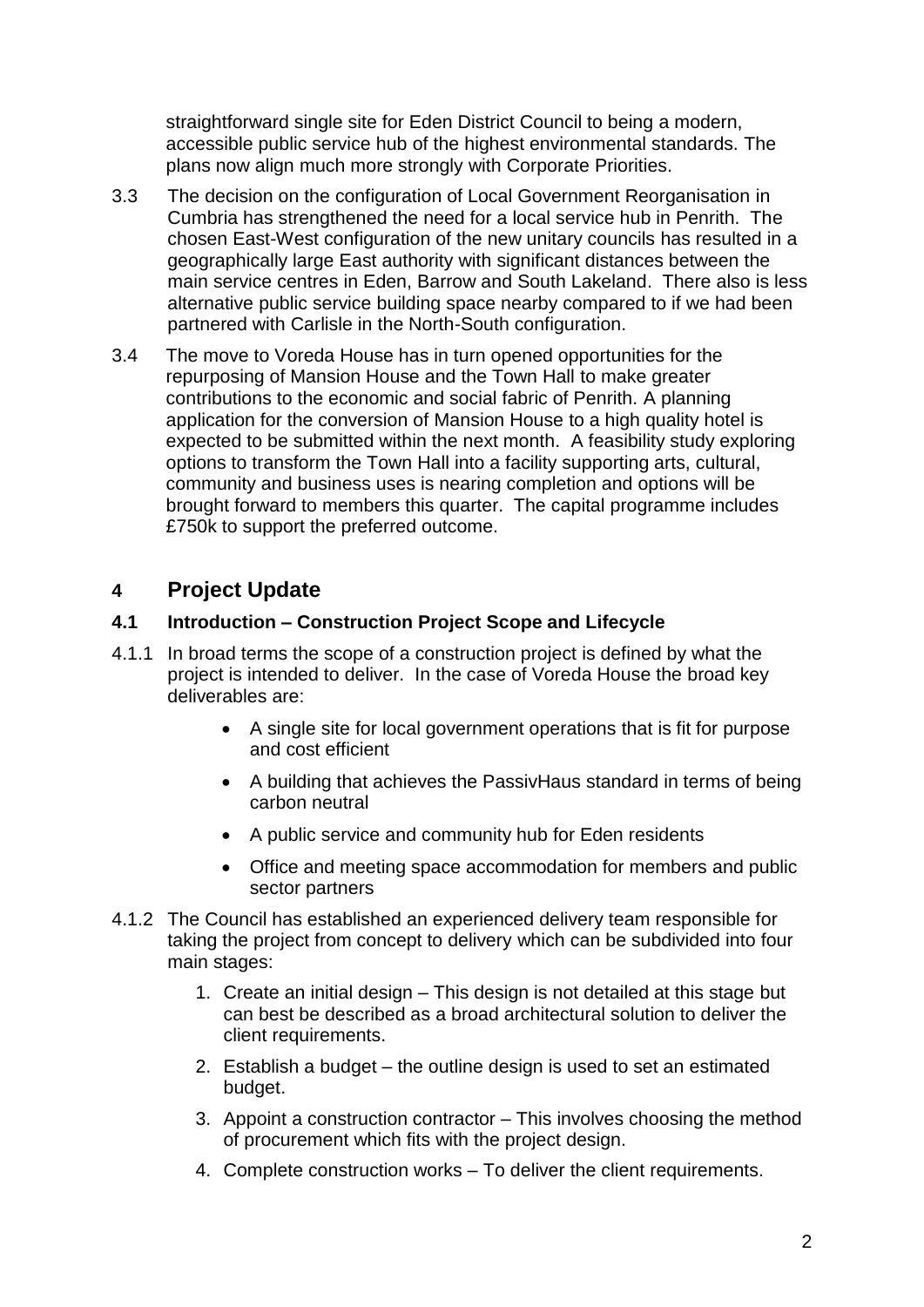straightforward single site for Eden District Council to being a modern, accessible public service hub of the highest environmental standards. The plans now align much more strongly with Corporate Priorities.

3.3 The decision on the configuration of Local Government Reorganisation in Cumbria has strengthened the need for a local service hub in Penrith. The chosen East-West configuration of the new unitary councils has resulted in a geographically large East authority with significant distances between the main service centres in Eden, Barrow and South Lakeland. There also is less alternative public service building space nearby compared to if we had been partnered with Carlisle in the North-South configuration.

3.4 The move to Voreda House has in turn opened opportunities for the repurposing of Mansion House and the Town Hall to make greater contributions to the economic and social fabric of Penrith. A planning application for the conversion of Mansion House to a high quality hotel is expected to be submitted within the next month. A feasibility study exploring options to transform the Town Hall into a facility supporting arts, cultural, community and business uses is nearing completion and options will be brought forward to members this quarter. The capital programme includes £750k to support the preferred outcome.

## 4 Project Update

### 4.1 Introduction – Construction Project Scope and Lifecycle

4.1.1 In broad terms the scope of a construction project is defined by what the project is intended to deliver. In the case of Voreda House the broad key deliverables are:

- A single site for local government operations that is fit for purpose and cost efficient
- A building that achieves the PassivHaus standard in terms of being carbon neutral
- A public service and community hub for Eden residents
- Office and meeting space accommodation for members and public sector partners

4.1.2 The Council has established an experienced delivery team responsible for taking the project from concept to delivery which can be subdivided into four main stages:

1. Create an initial design – This design is not detailed at this stage but can best be described as a broad architectural solution to deliver the client requirements.
2. Establish a budget – the outline design is used to set an estimated budget.
3. Appoint a construction contractor – This involves choosing the method of procurement which fits with the project design.
4. Complete construction works – To deliver the client requirements.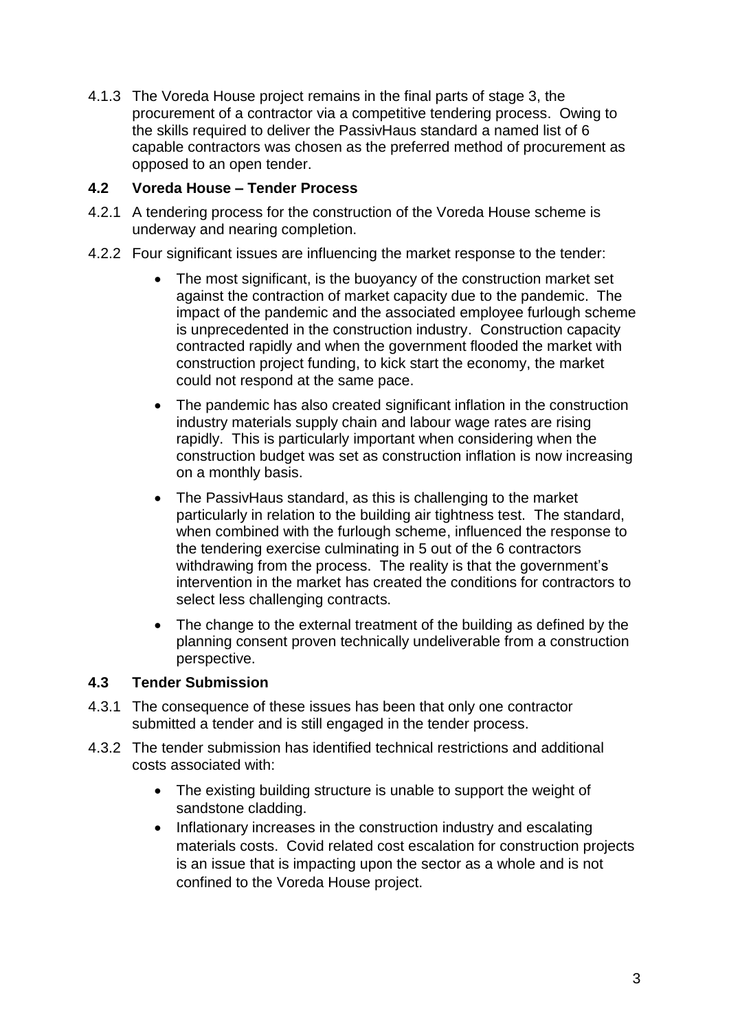4.1.3 The Voreda House project remains in the final parts of stage 3, the procurement of a contractor via a competitive tendering process. Owing to the skills required to deliver the PassivHaus standard a named list of 6 capable contractors was chosen as the preferred method of procurement as opposed to an open tender.

### 4.2 Voreda House – Tender Process

4.2.1 A tendering process for the construction of the Voreda House scheme is underway and nearing completion.

4.2.2 Four significant issues are influencing the market response to the tender:

- The most significant, is the buoyancy of the construction market set against the contraction of market capacity due to the pandemic. The impact of the pandemic and the associated employee furlough scheme is unprecedented in the construction industry. Construction capacity contracted rapidly and when the government flooded the market with construction project funding, to kick start the economy, the market could not respond at the same pace.
- The pandemic has also created significant inflation in the construction industry materials supply chain and labour wage rates are rising rapidly. This is particularly important when considering when the construction budget was set as construction inflation is now increasing on a monthly basis.
- The PassivHaus standard, as this is challenging to the market particularly in relation to the building air tightness test. The standard, when combined with the furlough scheme, influenced the response to the tendering exercise culminating in 5 out of the 6 contractors withdrawing from the process. The reality is that the government's intervention in the market has created the conditions for contractors to select less challenging contracts.
- The change to the external treatment of the building as defined by the planning consent proven technically undeliverable from a construction perspective.

### 4.3 Tender Submission

4.3.1 The consequence of these issues has been that only one contractor submitted a tender and is still engaged in the tender process.

4.3.2 The tender submission has identified technical restrictions and additional costs associated with:

- The existing building structure is unable to support the weight of sandstone cladding.
- Inflationary increases in the construction industry and escalating materials costs. Covid related cost escalation for construction projects is an issue that is impacting upon the sector as a whole and is not confined to the Voreda House project.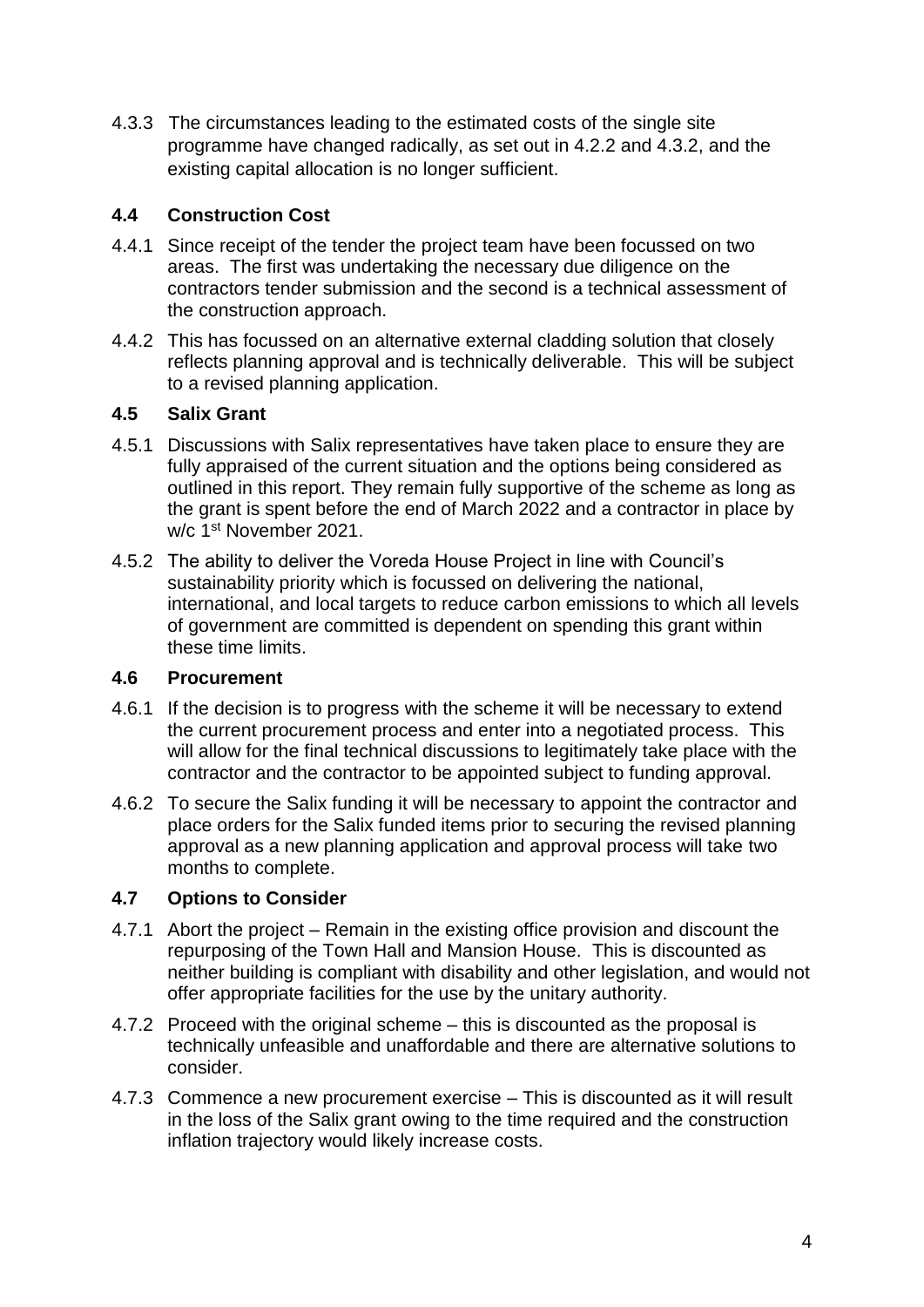4.3.3 The circumstances leading to the estimated costs of the single site programme have changed radically, as set out in 4.2.2 and 4.3.2, and the existing capital allocation is no longer sufficient.

### 4.4 Construction Cost

4.4.1 Since receipt of the tender the project team have been focussed on two areas. The first was undertaking the necessary due diligence on the contractors tender submission and the second is a technical assessment of the construction approach.

4.4.2 This has focussed on an alternative external cladding solution that closely reflects planning approval and is technically deliverable. This will be subject to a revised planning application.

### 4.5 Salix Grant

4.5.1 Discussions with Salix representatives have taken place to ensure they are fully appraised of the current situation and the options being considered as outlined in this report. They remain fully supportive of the scheme as long as the grant is spent before the end of March 2022 and a contractor in place by w/c 1st November 2021.

4.5.2 The ability to deliver the Voreda House Project in line with Council's sustainability priority which is focussed on delivering the national, international, and local targets to reduce carbon emissions to which all levels of government are committed is dependent on spending this grant within these time limits.

### 4.6 Procurement

4.6.1 If the decision is to progress with the scheme it will be necessary to extend the current procurement process and enter into a negotiated process. This will allow for the final technical discussions to legitimately take place with the contractor and the contractor to be appointed subject to funding approval.

4.6.2 To secure the Salix funding it will be necessary to appoint the contractor and place orders for the Salix funded items prior to securing the revised planning approval as a new planning application and approval process will take two months to complete.

### 4.7 Options to Consider

4.7.1 Abort the project – Remain in the existing office provision and discount the repurposing of the Town Hall and Mansion House. This is discounted as neither building is compliant with disability and other legislation, and would not offer appropriate facilities for the use by the unitary authority.

4.7.2 Proceed with the original scheme – this is discounted as the proposal is technically unfeasible and unaffordable and there are alternative solutions to consider.

4.7.3 Commence a new procurement exercise – This is discounted as it will result in the loss of the Salix grant owing to the time required and the construction inflation trajectory would likely increase costs.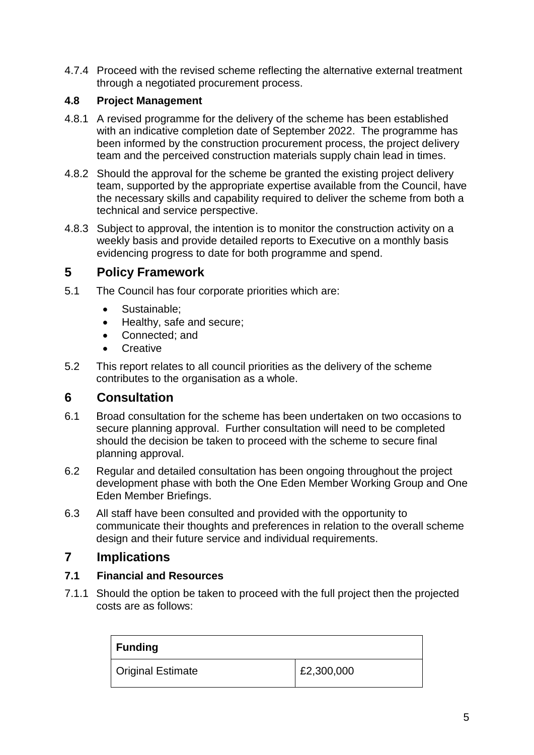4.7.4 Proceed with the revised scheme reflecting the alternative external treatment through a negotiated procurement process.

### 4.8 Project Management

4.8.1 A revised programme for the delivery of the scheme has been established with an indicative completion date of September 2022. The programme has been informed by the construction procurement process, the project delivery team and the perceived construction materials supply chain lead in times.

4.8.2 Should the approval for the scheme be granted the existing project delivery team, supported by the appropriate expertise available from the Council, have the necessary skills and capability required to deliver the scheme from both a technical and service perspective.

4.8.3 Subject to approval, the intention is to monitor the construction activity on a weekly basis and provide detailed reports to Executive on a monthly basis evidencing progress to date for both programme and spend.

## 5 Policy Framework

5.1 The Council has four corporate priorities which are:

- Sustainable;
- Healthy, safe and secure;
- Connected; and
- Creative

5.2 This report relates to all council priorities as the delivery of the scheme contributes to the organisation as a whole.

## 6 Consultation

6.1 Broad consultation for the scheme has been undertaken on two occasions to secure planning approval. Further consultation will need to be completed should the decision be taken to proceed with the scheme to secure final planning approval.

6.2 Regular and detailed consultation has been ongoing throughout the project development phase with both the One Eden Member Working Group and One Eden Member Briefings.

6.3 All staff have been consulted and provided with the opportunity to communicate their thoughts and preferences in relation to the overall scheme design and their future service and individual requirements.

## 7 Implications

### 7.1 Financial and Resources

7.1.1 Should the option be taken to proceed with the full project then the projected costs are as follows:

| **Funding** | |
|---|---|
| Original Estimate | £2,300,000 |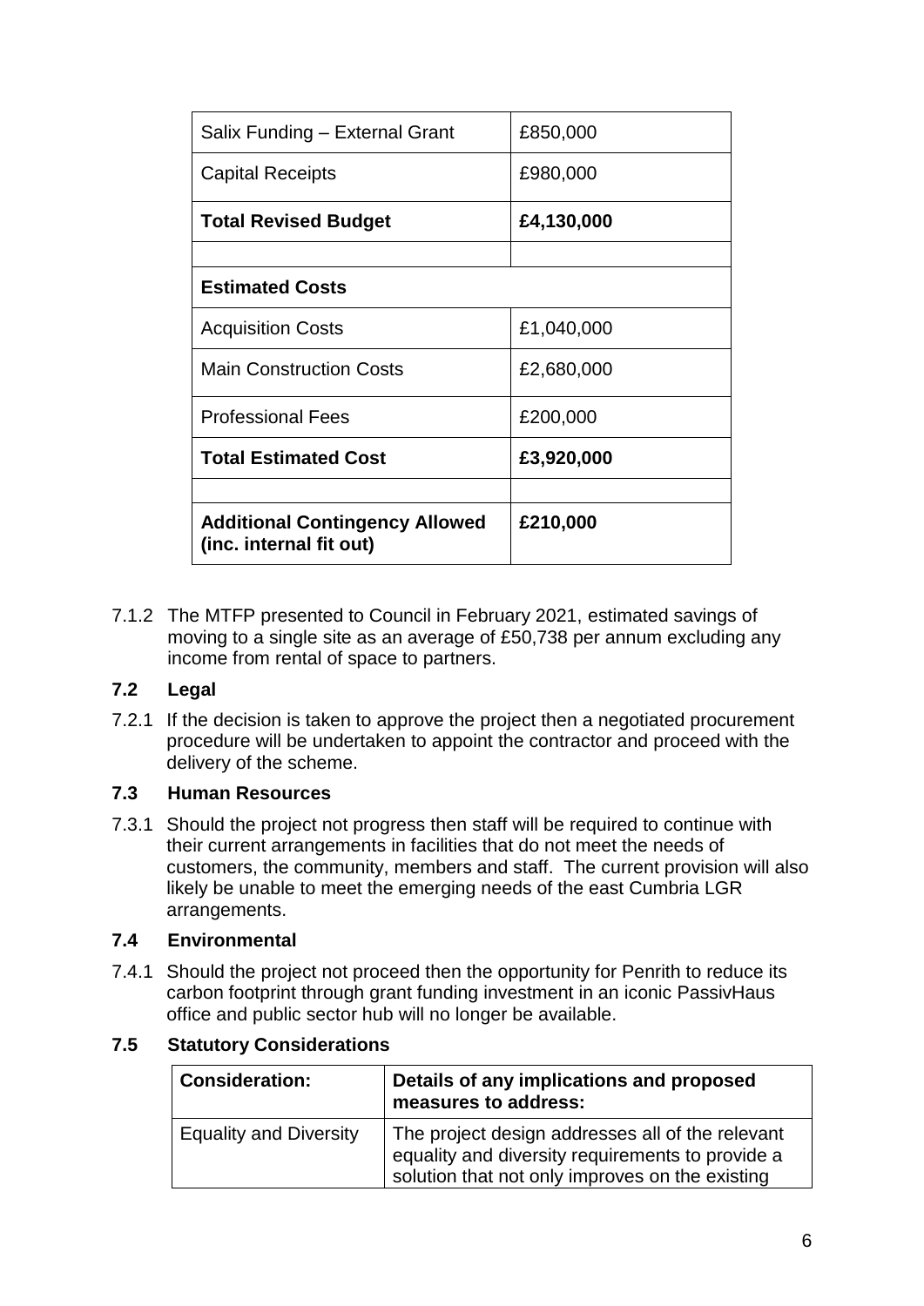| Salix Funding – External Grant | £850,000 |
| --- | --- |
| Capital Receipts | £980,000 |
| **Total Revised Budget** | **£4,130,000** |
| | |
| **Estimated Costs** | |
| Acquisition Costs | £1,040,000 |
| Main Construction Costs | £2,680,000 |
| Professional Fees | £200,000 |
| **Total Estimated Cost** | **£3,920,000** |
| | |
| **Additional Contingency Allowed (inc. internal fit out)** | **£210,000** |

7.1.2 The MTFP presented to Council in February 2021, estimated savings of moving to a single site as an average of £50,738 per annum excluding any income from rental of space to partners.

### 7.2 Legal

7.2.1 If the decision is taken to approve the project then a negotiated procurement procedure will be undertaken to appoint the contractor and proceed with the delivery of the scheme.

### 7.3 Human Resources

7.3.1 Should the project not progress then staff will be required to continue with their current arrangements in facilities that do not meet the needs of customers, the community, members and staff. The current provision will also likely be unable to meet the emerging needs of the east Cumbria LGR arrangements.

### 7.4 Environmental

7.4.1 Should the project not proceed then the opportunity for Penrith to reduce its carbon footprint through grant funding investment in an iconic PassivHaus office and public sector hub will no longer be available.

### 7.5 Statutory Considerations

| Consideration: | Details of any implications and proposed measures to address: |
| --- | --- |
| Equality and Diversity | The project design addresses all of the relevant equality and diversity requirements to provide a solution that not only improves on the existing |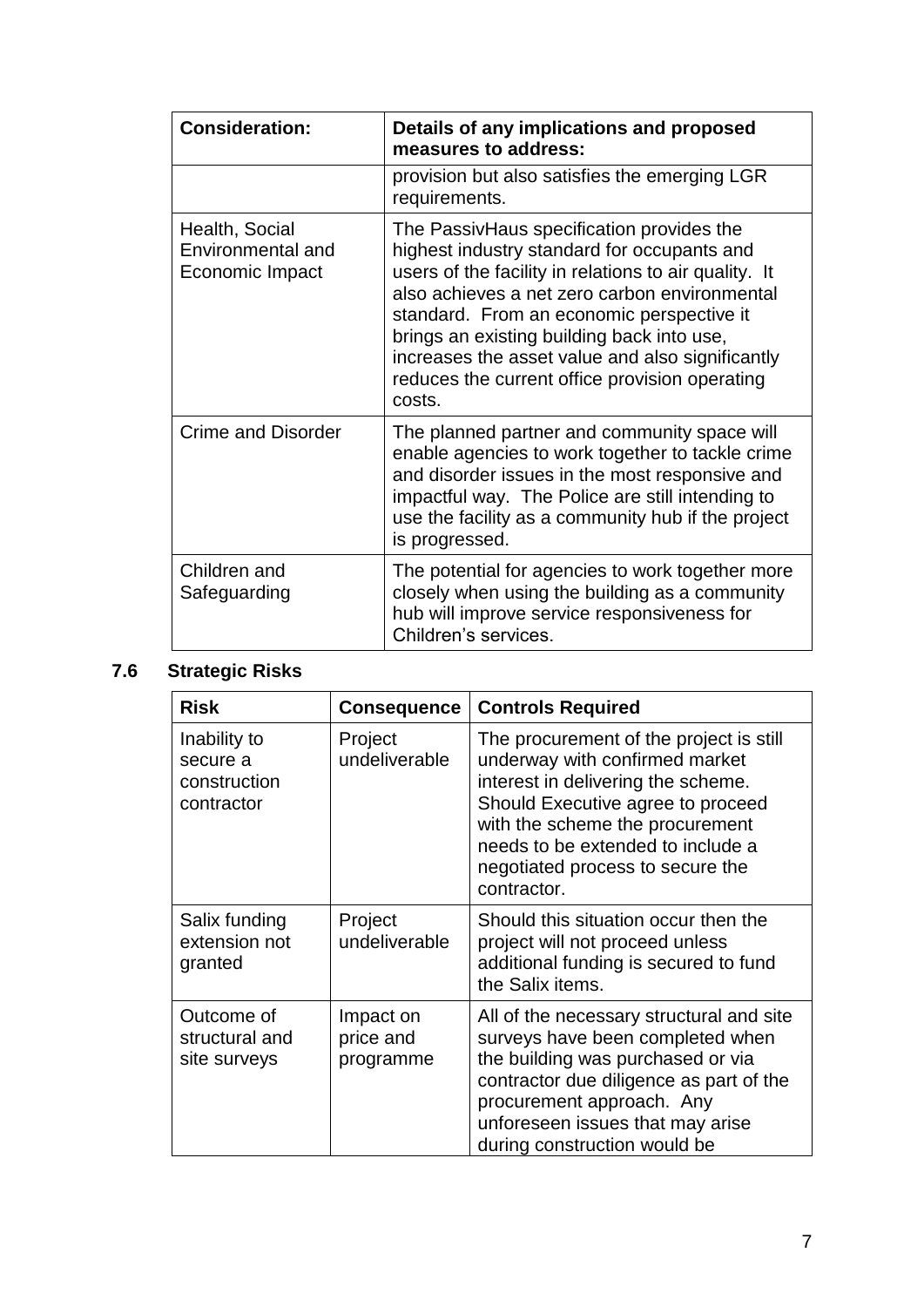| Consideration: | Details of any implications and proposed measures to address: |
|---|---|
| | provision but also satisfies the emerging LGR requirements. |
| Health, Social Environmental and Economic Impact | The PassivHaus specification provides the highest industry standard for occupants and users of the facility in relations to air quality. It also achieves a net zero carbon environmental standard. From an economic perspective it brings an existing building back into use, increases the asset value and also significantly reduces the current office provision operating costs. |
| Crime and Disorder | The planned partner and community space will enable agencies to work together to tackle crime and disorder issues in the most responsive and impactful way. The Police are still intending to use the facility as a community hub if the project is progressed. |
| Children and Safeguarding | The potential for agencies to work together more closely when using the building as a community hub will improve service responsiveness for Children's services. |

## 7.6 Strategic Risks

| Risk | Consequence | Controls Required |
|---|---|---|
| Inability to secure a construction contractor | Project undeliverable | The procurement of the project is still underway with confirmed market interest in delivering the scheme. Should Executive agree to proceed with the scheme the procurement needs to be extended to include a negotiated process to secure the contractor. |
| Salix funding extension not granted | Project undeliverable | Should this situation occur then the project will not proceed unless additional funding is secured to fund the Salix items. |
| Outcome of structural and site surveys | Impact on price and programme | All of the necessary structural and site surveys have been completed when the building was purchased or via contractor due diligence as part of the procurement approach. Any unforeseen issues that may arise during construction would be |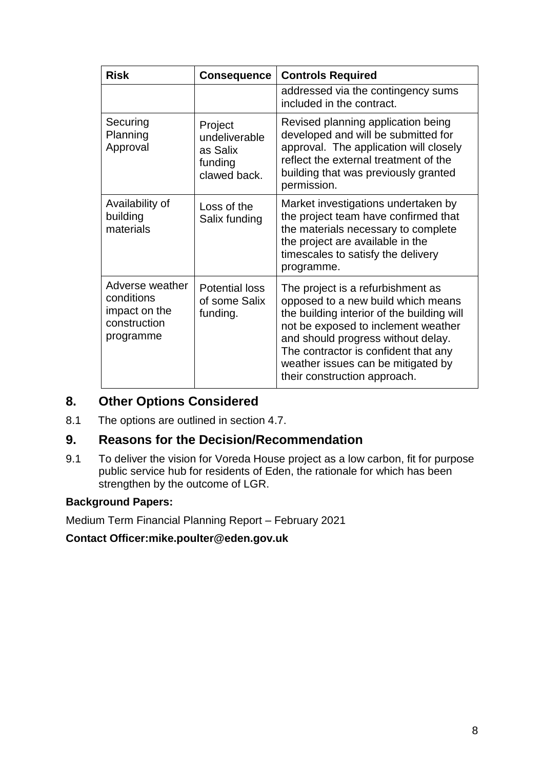| Risk | Consequence | Controls Required |
|---|---|---|
| | | addressed via the contingency sums included in the contract. |
| Securing Planning Approval | Project undeliverable as Salix funding clawed back. | Revised planning application being developed and will be submitted for approval. The application will closely reflect the external treatment of the building that was previously granted permission. |
| Availability of building materials | Loss of the Salix funding | Market investigations undertaken by the project team have confirmed that the materials necessary to complete the project are available in the timescales to satisfy the delivery programme. |
| Adverse weather conditions impact on the construction programme | Potential loss of some Salix funding. | The project is a refurbishment as opposed to a new build which means the building interior of the building will not be exposed to inclement weather and should progress without delay. The contractor is confident that any weather issues can be mitigated by their construction approach. |

## 8. Other Options Considered

8.1 The options are outlined in section 4.7.

## 9. Reasons for the Decision/Recommendation

9.1 To deliver the vision for Voreda House project as a low carbon, fit for purpose public service hub for residents of Eden, the rationale for which has been strengthen by the outcome of LGR.

**Background Papers:**

Medium Term Financial Planning Report – February 2021

**Contact Officer:mike.poulter@eden.gov.uk**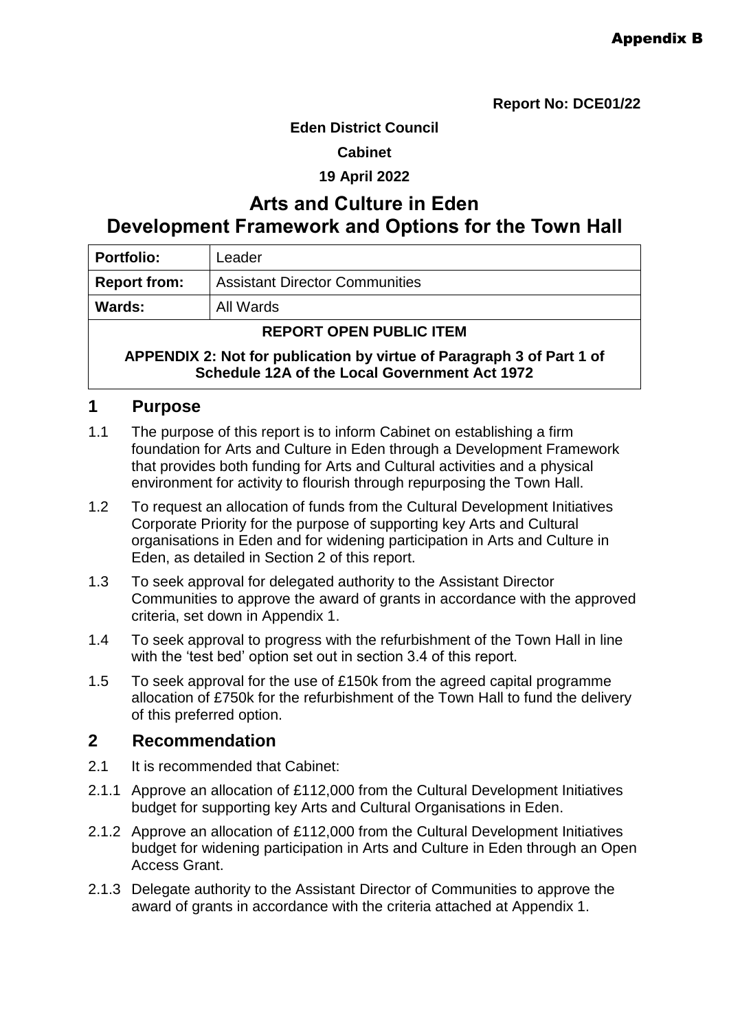**Appendix B**

**Report No: DCE01/22**

**Eden District Council**

**Cabinet**

**19 April 2022**

# Arts and Culture in Eden Development Framework and Options for the Town Hall

| **Portfolio:** | Leader |
|---|---|
| **Report from:** | Assistant Director Communities |
| **Wards:** | All Wards |
| **REPORT OPEN PUBLIC ITEM** | |
| **APPENDIX 2: Not for publication by virtue of Paragraph 3 of Part 1 of Schedule 12A of the Local Government Act 1972** | |

## 1 Purpose

1.1 The purpose of this report is to inform Cabinet on establishing a firm foundation for Arts and Culture in Eden through a Development Framework that provides both funding for Arts and Cultural activities and a physical environment for activity to flourish through repurposing the Town Hall.

1.2 To request an allocation of funds from the Cultural Development Initiatives Corporate Priority for the purpose of supporting key Arts and Cultural organisations in Eden and for widening participation in Arts and Culture in Eden, as detailed in Section 2 of this report.

1.3 To seek approval for delegated authority to the Assistant Director Communities to approve the award of grants in accordance with the approved criteria, set down in Appendix 1.

1.4 To seek approval to progress with the refurbishment of the Town Hall in line with the 'test bed' option set out in section 3.4 of this report.

1.5 To seek approval for the use of £150k from the agreed capital programme allocation of £750k for the refurbishment of the Town Hall to fund the delivery of this preferred option.

## 2 Recommendation

2.1 It is recommended that Cabinet:

2.1.1 Approve an allocation of £112,000 from the Cultural Development Initiatives budget for supporting key Arts and Cultural Organisations in Eden.

2.1.2 Approve an allocation of £112,000 from the Cultural Development Initiatives budget for widening participation in Arts and Culture in Eden through an Open Access Grant.

2.1.3 Delegate authority to the Assistant Director of Communities to approve the award of grants in accordance with the criteria attached at Appendix 1.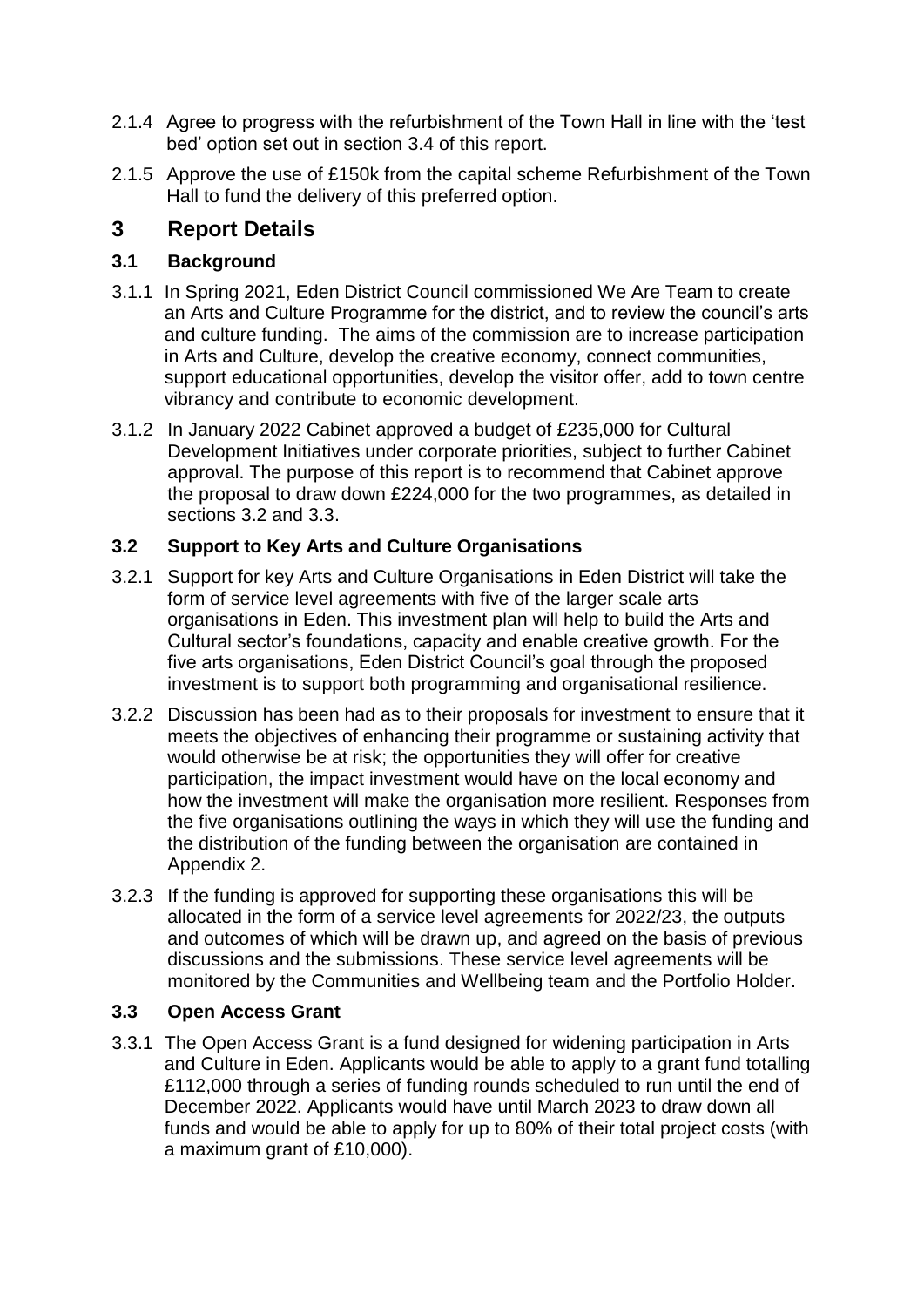2.1.4 Agree to progress with the refurbishment of the Town Hall in line with the 'test bed' option set out in section 3.4 of this report.

2.1.5 Approve the use of £150k from the capital scheme Refurbishment of the Town Hall to fund the delivery of this preferred option.

# 3 Report Details

## 3.1 Background

3.1.1 In Spring 2021, Eden District Council commissioned We Are Team to create an Arts and Culture Programme for the district, and to review the council's arts and culture funding. The aims of the commission are to increase participation in Arts and Culture, develop the creative economy, connect communities, support educational opportunities, develop the visitor offer, add to town centre vibrancy and contribute to economic development.

3.1.2 In January 2022 Cabinet approved a budget of £235,000 for Cultural Development Initiatives under corporate priorities, subject to further Cabinet approval. The purpose of this report is to recommend that Cabinet approve the proposal to draw down £224,000 for the two programmes, as detailed in sections 3.2 and 3.3.

## 3.2 Support to Key Arts and Culture Organisations

3.2.1 Support for key Arts and Culture Organisations in Eden District will take the form of service level agreements with five of the larger scale arts organisations in Eden. This investment plan will help to build the Arts and Cultural sector's foundations, capacity and enable creative growth. For the five arts organisations, Eden District Council's goal through the proposed investment is to support both programming and organisational resilience.

3.2.2 Discussion has been had as to their proposals for investment to ensure that it meets the objectives of enhancing their programme or sustaining activity that would otherwise be at risk; the opportunities they will offer for creative participation, the impact investment would have on the local economy and how the investment will make the organisation more resilient. Responses from the five organisations outlining the ways in which they will use the funding and the distribution of the funding between the organisation are contained in Appendix 2.

3.2.3 If the funding is approved for supporting these organisations this will be allocated in the form of a service level agreements for 2022/23, the outputs and outcomes of which will be drawn up, and agreed on the basis of previous discussions and the submissions. These service level agreements will be monitored by the Communities and Wellbeing team and the Portfolio Holder.

## 3.3 Open Access Grant

3.3.1 The Open Access Grant is a fund designed for widening participation in Arts and Culture in Eden. Applicants would be able to apply to a grant fund totalling £112,000 through a series of funding rounds scheduled to run until the end of December 2022. Applicants would have until March 2023 to draw down all funds and would be able to apply for up to 80% of their total project costs (with a maximum grant of £10,000).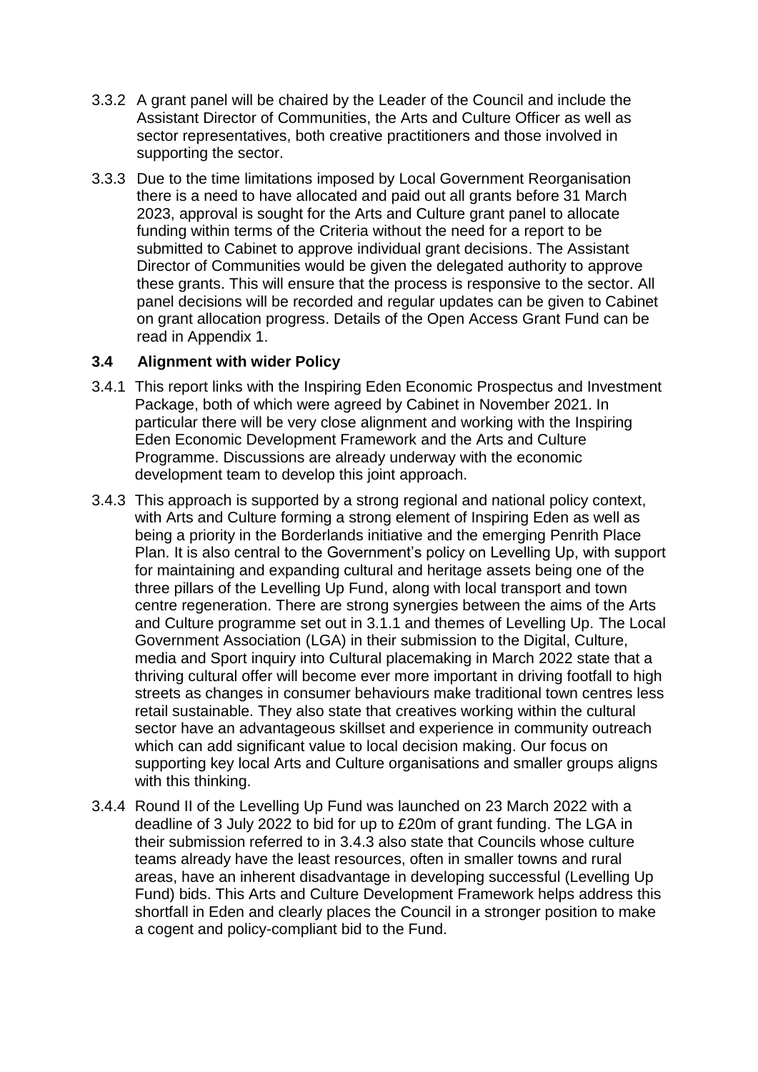3.3.2 A grant panel will be chaired by the Leader of the Council and include the Assistant Director of Communities, the Arts and Culture Officer as well as sector representatives, both creative practitioners and those involved in supporting the sector.

3.3.3 Due to the time limitations imposed by Local Government Reorganisation there is a need to have allocated and paid out all grants before 31 March 2023, approval is sought for the Arts and Culture grant panel to allocate funding within terms of the Criteria without the need for a report to be submitted to Cabinet to approve individual grant decisions. The Assistant Director of Communities would be given the delegated authority to approve these grants. This will ensure that the process is responsive to the sector. All panel decisions will be recorded and regular updates can be given to Cabinet on grant allocation progress. Details of the Open Access Grant Fund can be read in Appendix 1.

### 3.4 Alignment with wider Policy

3.4.1 This report links with the Inspiring Eden Economic Prospectus and Investment Package, both of which were agreed by Cabinet in November 2021. In particular there will be very close alignment and working with the Inspiring Eden Economic Development Framework and the Arts and Culture Programme. Discussions are already underway with the economic development team to develop this joint approach.

3.4.3 This approach is supported by a strong regional and national policy context, with Arts and Culture forming a strong element of Inspiring Eden as well as being a priority in the Borderlands initiative and the emerging Penrith Place Plan. It is also central to the Government's policy on Levelling Up, with support for maintaining and expanding cultural and heritage assets being one of the three pillars of the Levelling Up Fund, along with local transport and town centre regeneration. There are strong synergies between the aims of the Arts and Culture programme set out in 3.1.1 and themes of Levelling Up. The Local Government Association (LGA) in their submission to the Digital, Culture, media and Sport inquiry into Cultural placemaking in March 2022 state that a thriving cultural offer will become ever more important in driving footfall to high streets as changes in consumer behaviours make traditional town centres less retail sustainable. They also state that creatives working within the cultural sector have an advantageous skillset and experience in community outreach which can add significant value to local decision making. Our focus on supporting key local Arts and Culture organisations and smaller groups aligns with this thinking.

3.4.4 Round II of the Levelling Up Fund was launched on 23 March 2022 with a deadline of 3 July 2022 to bid for up to £20m of grant funding. The LGA in their submission referred to in 3.4.3 also state that Councils whose culture teams already have the least resources, often in smaller towns and rural areas, have an inherent disadvantage in developing successful (Levelling Up Fund) bids. This Arts and Culture Development Framework helps address this shortfall in Eden and clearly places the Council in a stronger position to make a cogent and policy-compliant bid to the Fund.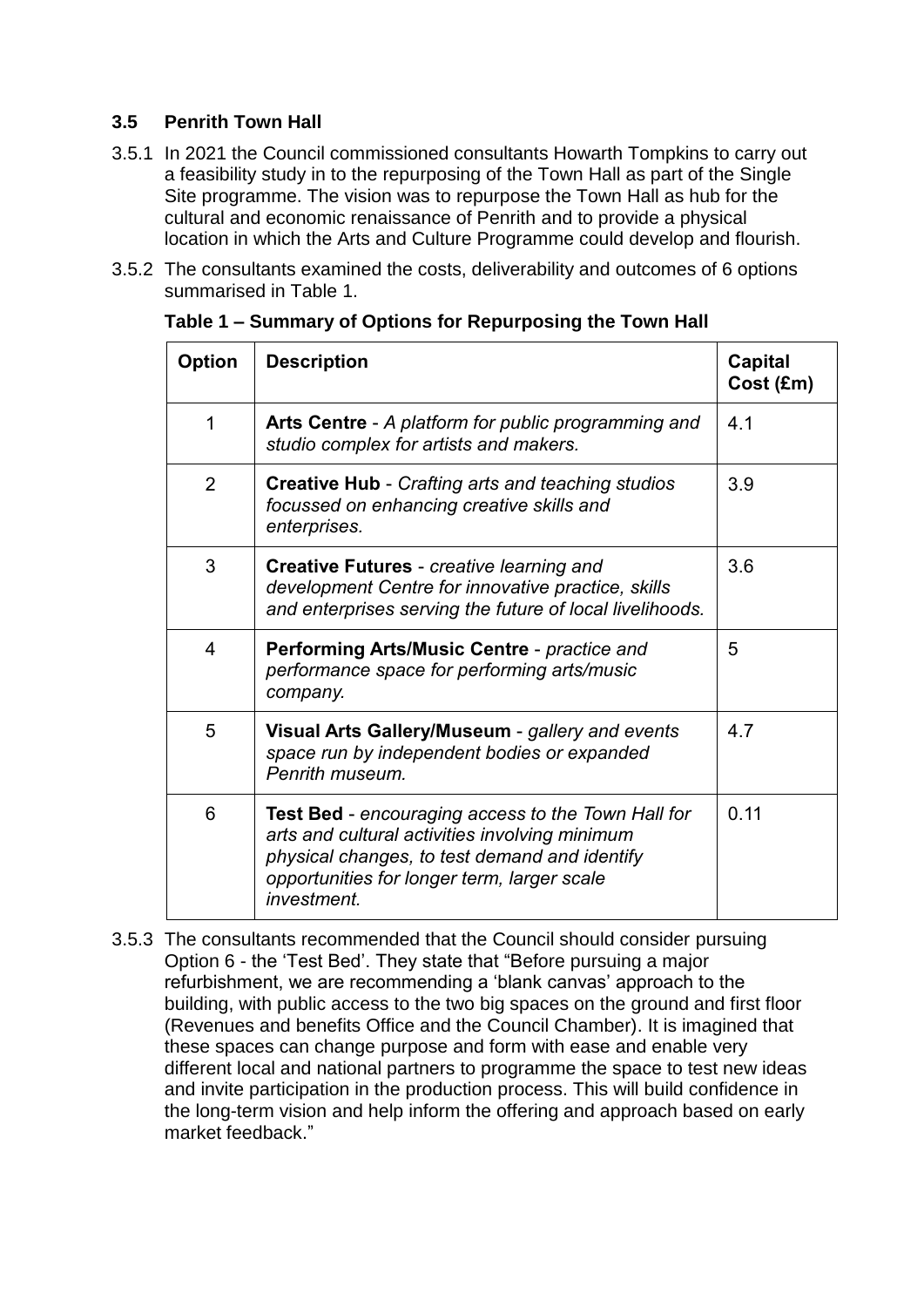### 3.5 Penrith Town Hall

3.5.1 In 2021 the Council commissioned consultants Howarth Tompkins to carry out a feasibility study in to the repurposing of the Town Hall as part of the Single Site programme. The vision was to repurpose the Town Hall as hub for the cultural and economic renaissance of Penrith and to provide a physical location in which the Arts and Culture Programme could develop and flourish.

3.5.2 The consultants examined the costs, deliverability and outcomes of 6 options summarised in Table 1.

**Table 1 – Summary of Options for Repurposing the Town Hall**

| Option | Description | Capital Cost (£m) |
|---|---|---|
| 1 | **Arts Centre** - *A platform for public programming and studio complex for artists and makers.* | 4.1 |
| 2 | **Creative Hub** - *Crafting arts and teaching studios focussed on enhancing creative skills and enterprises.* | 3.9 |
| 3 | **Creative Futures** - *creative learning and development Centre for innovative practice, skills and enterprises serving the future of local livelihoods.* | 3.6 |
| 4 | **Performing Arts/Music Centre** - *practice and performance space for performing arts/music company.* | 5 |
| 5 | **Visual Arts Gallery/Museum** - *gallery and events space run by independent bodies or expanded Penrith museum.* | 4.7 |
| 6 | **Test Bed** - *encouraging access to the Town Hall for arts and cultural activities involving minimum physical changes, to test demand and identify opportunities for longer term, larger scale investment.* | 0.11 |

3.5.3 The consultants recommended that the Council should consider pursuing Option 6 - the 'Test Bed'. They state that "Before pursuing a major refurbishment, we are recommending a 'blank canvas' approach to the building, with public access to the two big spaces on the ground and first floor (Revenues and benefits Office and the Council Chamber). It is imagined that these spaces can change purpose and form with ease and enable very different local and national partners to programme the space to test new ideas and invite participation in the production process. This will build confidence in the long-term vision and help inform the offering and approach based on early market feedback."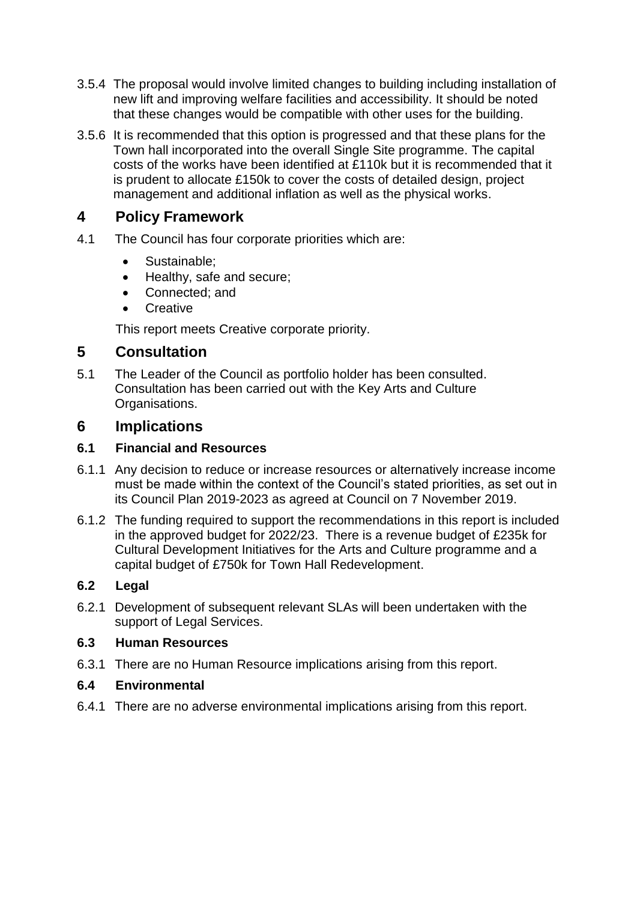3.5.4 The proposal would involve limited changes to building including installation of new lift and improving welfare facilities and accessibility. It should be noted that these changes would be compatible with other uses for the building.

3.5.6 It is recommended that this option is progressed and that these plans for the Town hall incorporated into the overall Single Site programme. The capital costs of the works have been identified at £110k but it is recommended that it is prudent to allocate £150k to cover the costs of detailed design, project management and additional inflation as well as the physical works.

## 4 Policy Framework

4.1 The Council has four corporate priorities which are:

- Sustainable;
- Healthy, safe and secure;
- Connected; and
- Creative

This report meets Creative corporate priority.

## 5 Consultation

5.1 The Leader of the Council as portfolio holder has been consulted. Consultation has been carried out with the Key Arts and Culture Organisations.

## 6 Implications

### 6.1 Financial and Resources

6.1.1 Any decision to reduce or increase resources or alternatively increase income must be made within the context of the Council's stated priorities, as set out in its Council Plan 2019-2023 as agreed at Council on 7 November 2019.

6.1.2 The funding required to support the recommendations in this report is included in the approved budget for 2022/23. There is a revenue budget of £235k for Cultural Development Initiatives for the Arts and Culture programme and a capital budget of £750k for Town Hall Redevelopment.

### 6.2 Legal

6.2.1 Development of subsequent relevant SLAs will been undertaken with the support of Legal Services.

### 6.3 Human Resources

6.3.1 There are no Human Resource implications arising from this report.

### 6.4 Environmental

6.4.1 There are no adverse environmental implications arising from this report.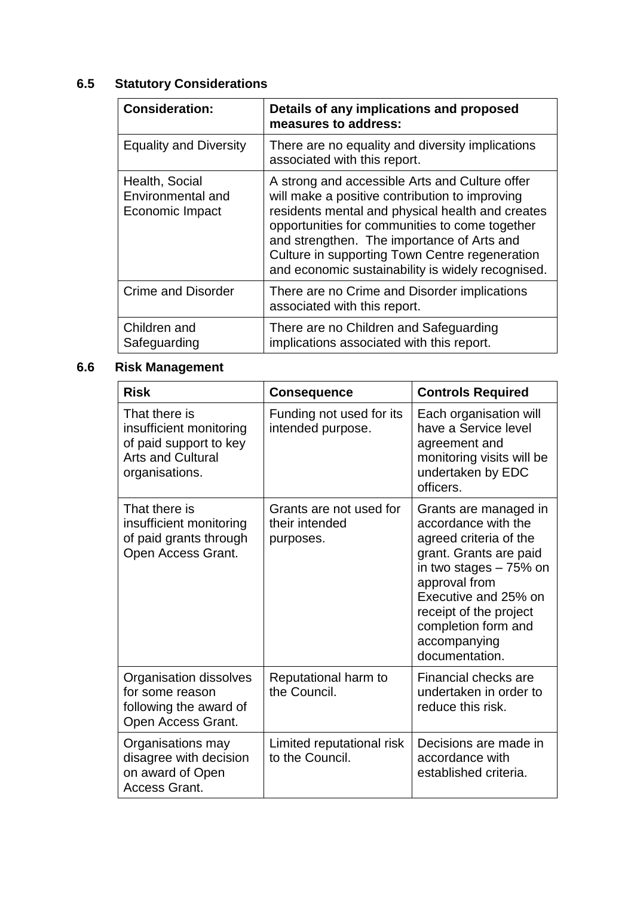## 6.5 Statutory Considerations

| **Consideration:** | **Details of any implications and proposed measures to address:** |
|---|---|
| Equality and Diversity | There are no equality and diversity implications associated with this report. |
| Health, Social Environmental and Economic Impact | A strong and accessible Arts and Culture offer will make a positive contribution to improving residents mental and physical health and creates opportunities for communities to come together and strengthen. The importance of Arts and Culture in supporting Town Centre regeneration and economic sustainability is widely recognised. |
| Crime and Disorder | There are no Crime and Disorder implications associated with this report. |
| Children and Safeguarding | There are no Children and Safeguarding implications associated with this report. |

## 6.6 Risk Management

| **Risk** | **Consequence** | **Controls Required** |
|---|---|---|
| That there is insufficient monitoring of paid support to key Arts and Cultural organisations. | Funding not used for its intended purpose. | Each organisation will have a Service level agreement and monitoring visits will be undertaken by EDC officers. |
| That there is insufficient monitoring of paid grants through Open Access Grant. | Grants are not used for their intended purposes. | Grants are managed in accordance with the agreed criteria of the grant. Grants are paid in two stages – 75% on approval from Executive and 25% on receipt of the project completion form and accompanying documentation. |
| Organisation dissolves for some reason following the award of Open Access Grant. | Reputational harm to the Council. | Financial checks are undertaken in order to reduce this risk. |
| Organisations may disagree with decision on award of Open Access Grant. | Limited reputational risk to the Council. | Decisions are made in accordance with established criteria. |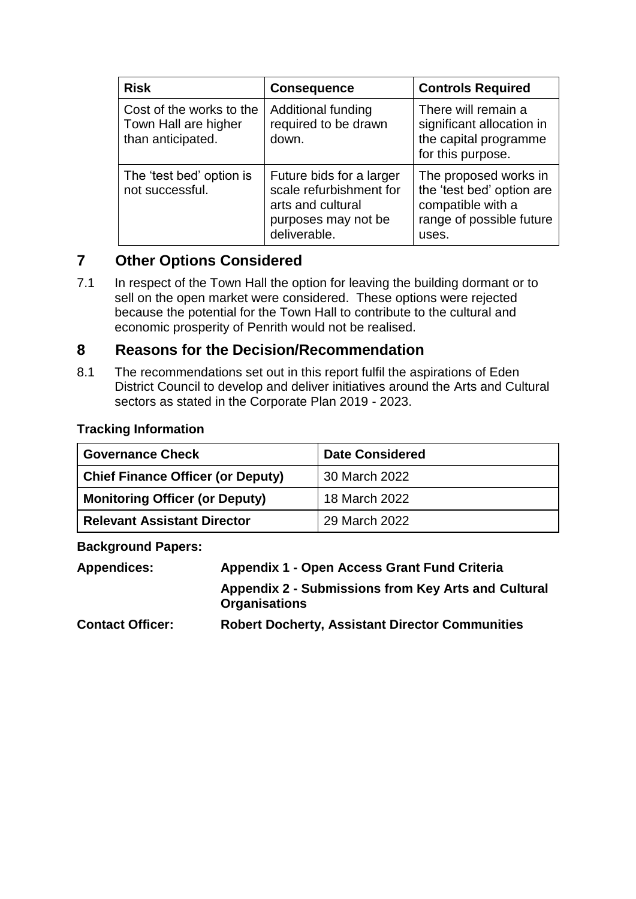| Risk | Consequence | Controls Required |
| --- | --- | --- |
| Cost of the works to the Town Hall are higher than anticipated. | Additional funding required to be drawn down. | There will remain a significant allocation in the capital programme for this purpose. |
| The 'test bed' option is not successful. | Future bids for a larger scale refurbishment for arts and cultural purposes may not be deliverable. | The proposed works in the 'test bed' option are compatible with a range of possible future uses. |

## 7 Other Options Considered

7.1 In respect of the Town Hall the option for leaving the building dormant or to sell on the open market were considered. These options were rejected because the potential for the Town Hall to contribute to the cultural and economic prosperity of Penrith would not be realised.

## 8 Reasons for the Decision/Recommendation

8.1 The recommendations set out in this report fulfil the aspirations of Eden District Council to develop and deliver initiatives around the Arts and Cultural sectors as stated in the Corporate Plan 2019 - 2023.

**Tracking Information**

| Governance Check | Date Considered |
| --- | --- |
| **Chief Finance Officer (or Deputy)** | 30 March 2022 |
| **Monitoring Officer (or Deputy)** | 18 March 2022 |
| **Relevant Assistant Director** | 29 March 2022 |

**Background Papers:**

**Appendices:** **Appendix 1 - Open Access Grant Fund Criteria**

**Appendix 2 - Submissions from Key Arts and Cultural Organisations**

**Contact Officer:** **Robert Docherty, Assistant Director Communities**